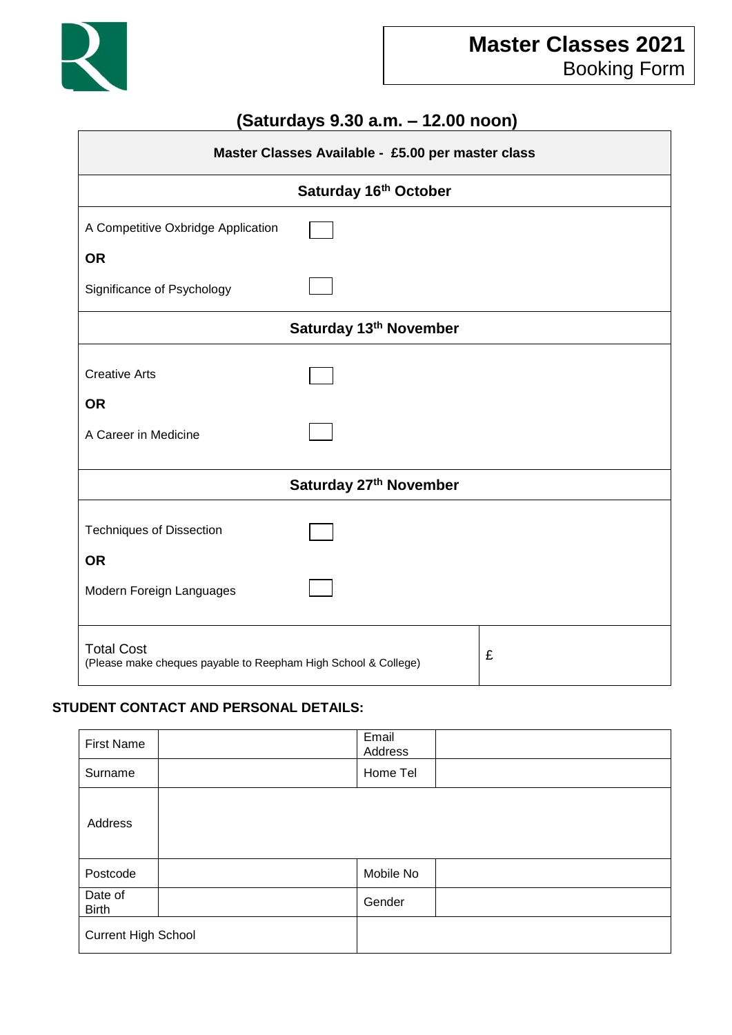# Master Classes 2021
## Booking Form

### (Saturdays 9.30 a.m. – 12.00 noon)

| Master Classes Available - £5.00 per master class | |
|---|---|
| **Saturday 16th October** | |
| A Competitive Oxbridge Application ☐ | |
| **OR** | |
| Significance of Psychology ☐ | |
| **Saturday 13th November** | |
| Creative Arts ☐ | |
| **OR** | |
| A Career in Medicine ☐ | |
| **Saturday 27th November** | |
| Techniques of Dissection ☐ | |
| **OR** | |
| Modern Foreign Languages ☐ | |
| Total Cost<br>(Please make cheques payable to Reepham High School & College) | £ |

**STUDENT CONTACT AND PERSONAL DETAILS:**

| First Name | | Email Address | |
|---|---|---|---|
| Surname | | Home Tel | |
| Address | | | |
| Postcode | | Mobile No | |
| Date of Birth | | Gender | |
| Current High School | | | |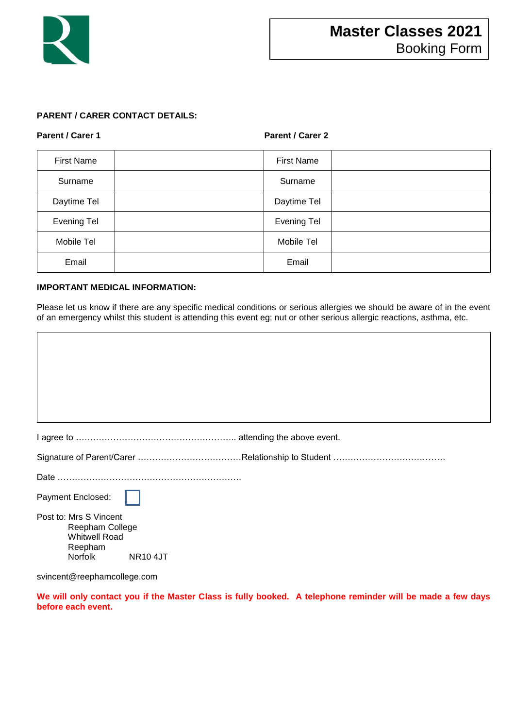# Master Classes 2021
Booking Form

**PARENT / CARER CONTACT DETAILS:**

| **Parent / Carer 1** | | **Parent / Carer 2** | |
|---|---|---|---|
| First Name | | First Name | |
| Surname | | Surname | |
| Daytime Tel | | Daytime Tel | |
| Evening Tel | | Evening Tel | |
| Mobile Tel | | Mobile Tel | |
| Email | | Email | |

**IMPORTANT MEDICAL INFORMATION:**

Please let us know if there are any specific medical conditions or serious allergies we should be aware of in the event of an emergency whilst this student is attending this event eg; nut or other serious allergic reactions, asthma, etc.

I agree to ……………………………………………….. attending the above event.

Signature of Parent/Carer ………………………………Relationship to Student …………………………………

Date ……………………………………………………….

Payment Enclosed: ☐

Post to: Mrs S Vincent
Reepham College
Whitwell Road
Reepham
Norfolk NR10 4JT

svincent@reephamcollege.com

**We will only contact you if the Master Class is fully booked. A telephone reminder will be made a few days before each event.**